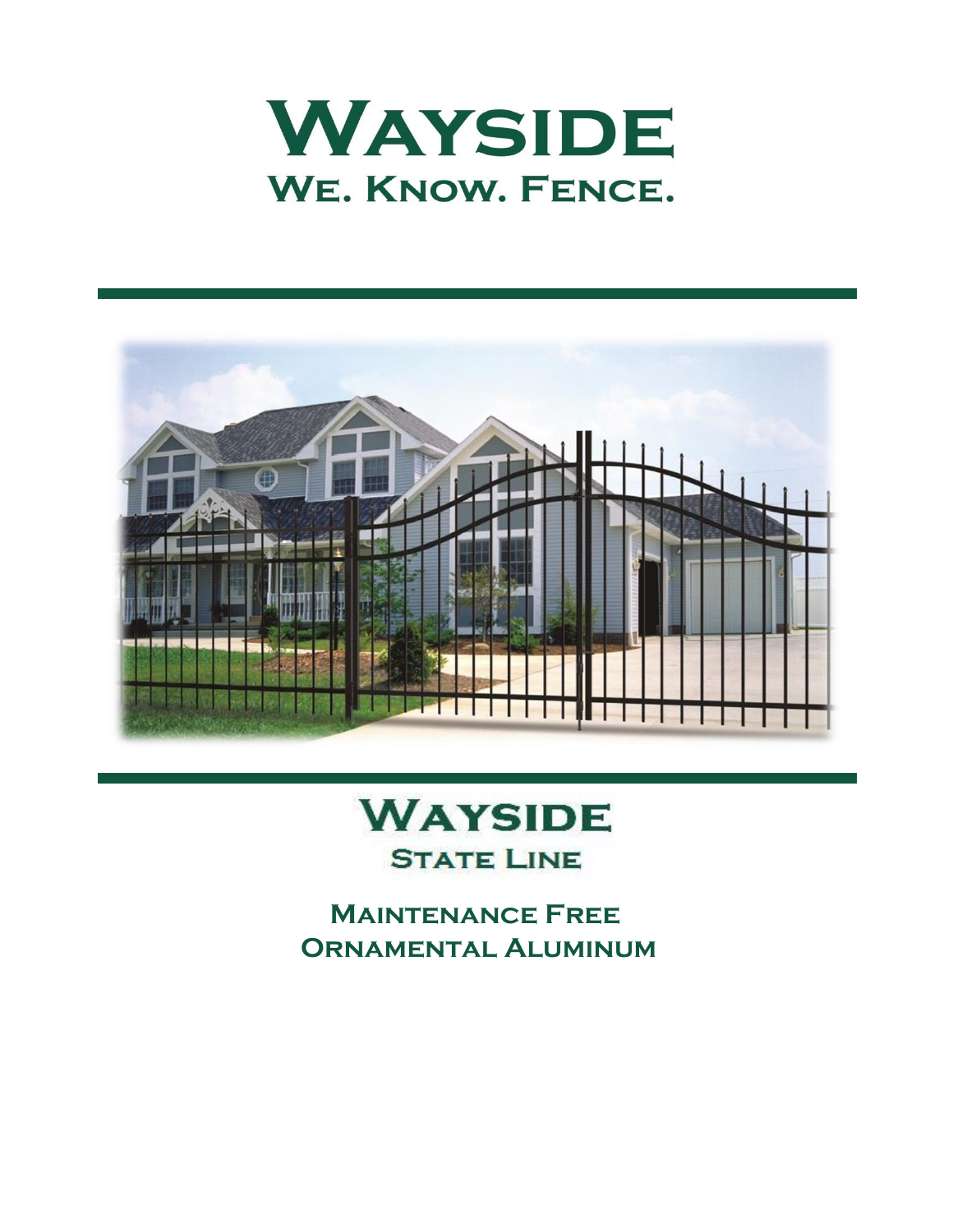# Wayside

## We. Know. Fence.

# Wayside

## State Line

### Maintenance Free
### Ornamental Aluminum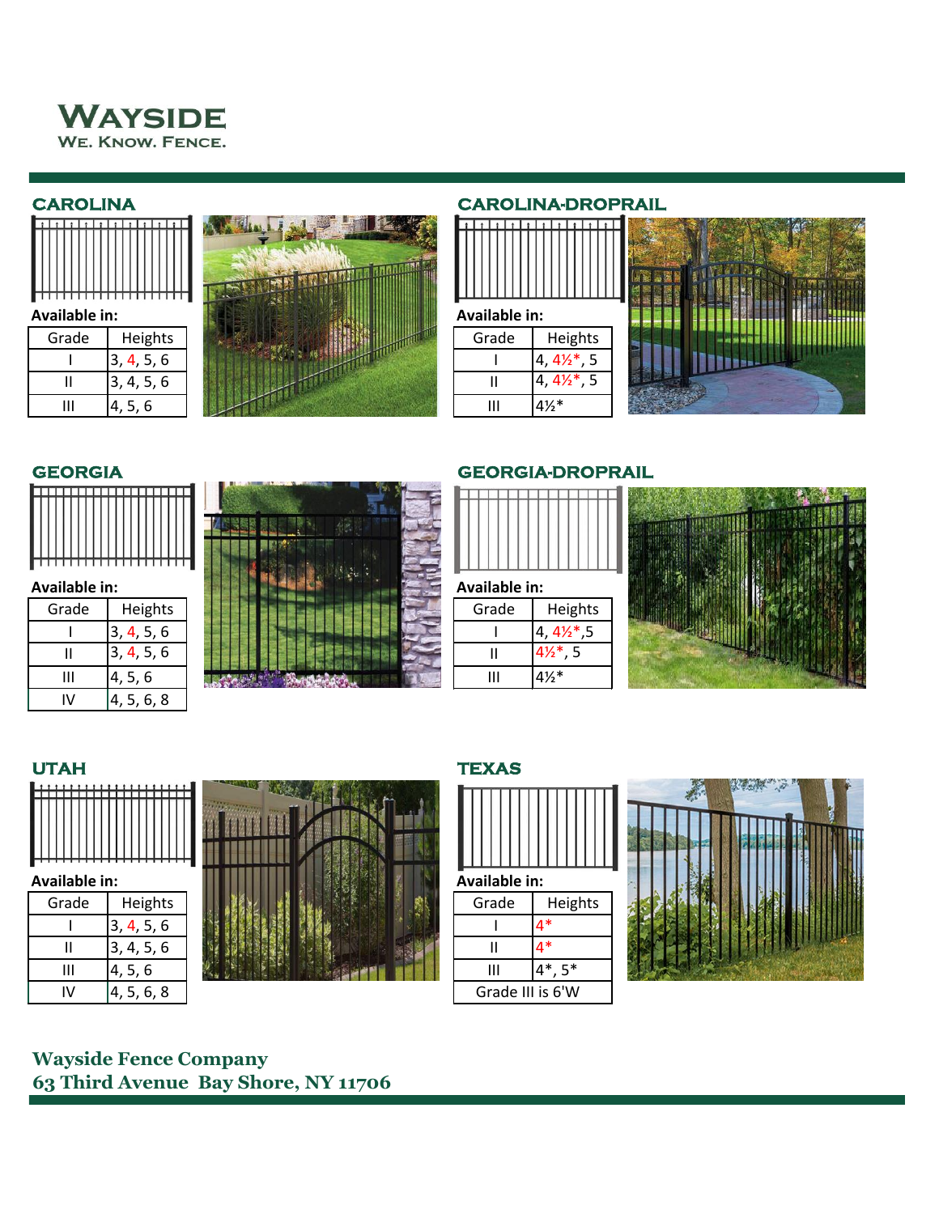# WAYSIDE

WE. KNOW. FENCE.

## CAROLINA

Available in:

| Grade | Heights |
|---|---|
| I | 3, 4, 5, 6 |
| II | 3, 4, 5, 6 |
| III | 4, 5, 6 |

## CAROLINA-DROPRAIL

Available in:

| Grade | Heights |
|---|---|
| I | 4, 4½*, 5 |
| II | 4, 4½*, 5 |
| III | 4½* |

## GEORGIA

Available in:

| Grade | Heights |
|---|---|
| I | 3, 4, 5, 6 |
| II | 3, 4, 5, 6 |
| III | 4, 5, 6 |
| IV | 4, 5, 6, 8 |

## GEORGIA-DROPRAIL

Available in:

| Grade | Heights |
|---|---|
| I | 4, 4½*,5 |
| II | 4½*, 5 |
| III | 4½* |

## UTAH

Available in:

| Grade | Heights |
|---|---|
| I | 3, 4, 5, 6 |
| II | 3, 4, 5, 6 |
| III | 4, 5, 6 |
| IV | 4, 5, 6, 8 |

## TEXAS

Available in:

| Grade | Heights |
|---|---|
| I | 4* |
| II | 4* |
| III | 4*, 5* |
| Grade III is 6'W | |

**Wayside Fence Company**
**63 Third Avenue Bay Shore, NY 11706**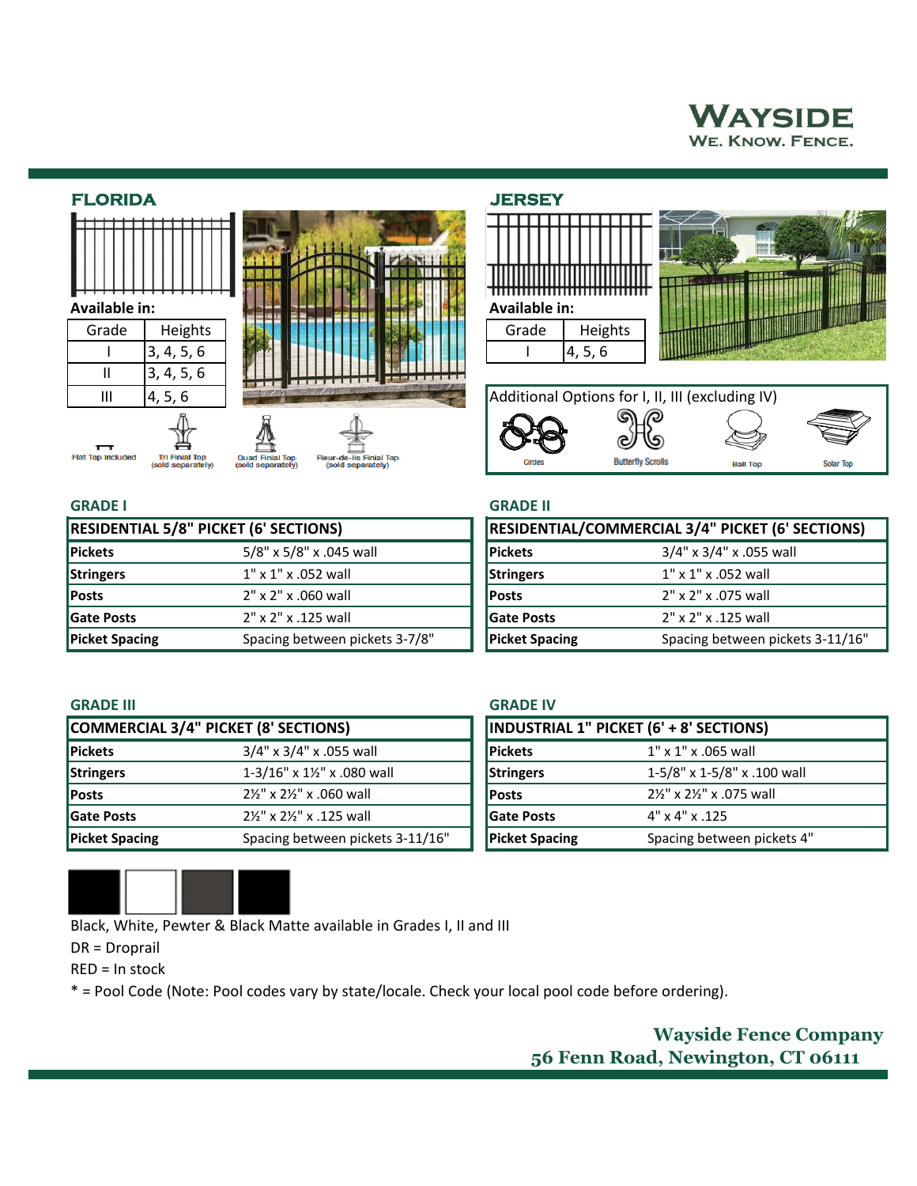# WAYSIDE

WE. KNOW. FENCE.

## FLORIDA

**Available in:**

| Grade | Heights |
|---|---|
| I | 3, 4, 5, 6 |
| II | 3, 4, 5, 6 |
| III | 4, 5, 6 |

Flat Top Included

Tri Finial Top (sold separately)

Quad Finial Top (sold separately)

Fleur-de-lis Finial Top (sold separately)

## JERSEY

**Available in:**

| Grade | Heights |
|---|---|
| I | 4, 5, 6 |

Additional Options for I, II, III (excluding IV)

Circles

Butterfly Scrolls

Ball Top

Solar Top

### GRADE I

| RESIDENTIAL 5/8" PICKET (6' SECTIONS) | |
|---|---|
| **Pickets** | 5/8" x 5/8" x .045 wall |
| **Stringers** | 1" x 1" x .052 wall |
| **Posts** | 2" x 2" x .060 wall |
| **Gate Posts** | 2" x 2" x .125 wall |
| **Picket Spacing** | Spacing between pickets 3-7/8" |

### GRADE II

| RESIDENTIAL/COMMERCIAL 3/4" PICKET (6' SECTIONS) | |
|---|---|
| **Pickets** | 3/4" x 3/4" x .055 wall |
| **Stringers** | 1" x 1" x .052 wall |
| **Posts** | 2" x 2" x .075 wall |
| **Gate Posts** | 2" x 2" x .125 wall |
| **Picket Spacing** | Spacing between pickets 3-11/16" |

### GRADE III

| COMMERCIAL 3/4" PICKET (8' SECTIONS) | |
|---|---|
| **Pickets** | 3/4" x 3/4" x .055 wall |
| **Stringers** | 1-3/16" x 1½" x .080 wall |
| **Posts** | 2½" x 2½" x .060 wall |
| **Gate Posts** | 2½" x 2½" x .125 wall |
| **Picket Spacing** | Spacing between pickets 3-11/16" |

### GRADE IV

| INDUSTRIAL 1" PICKET (6' + 8' SECTIONS) | |
|---|---|
| **Pickets** | 1" x 1" x .065 wall |
| **Stringers** | 1-5/8" x 1-5/8" x .100 wall |
| **Posts** | 2½" x 2½" x .075 wall |
| **Gate Posts** | 4" x 4" x .125 |
| **Picket Spacing** | Spacing between pickets 4" |

Black, White, Pewter & Black Matte available in Grades I, II and III

DR = DropRail

RED = In stock

* = Pool Code (Note: Pool codes vary by state/locale. Check your local pool code before ordering).

**Wayside Fence Company**
**56 Fenn Road, Newington, CT 06111**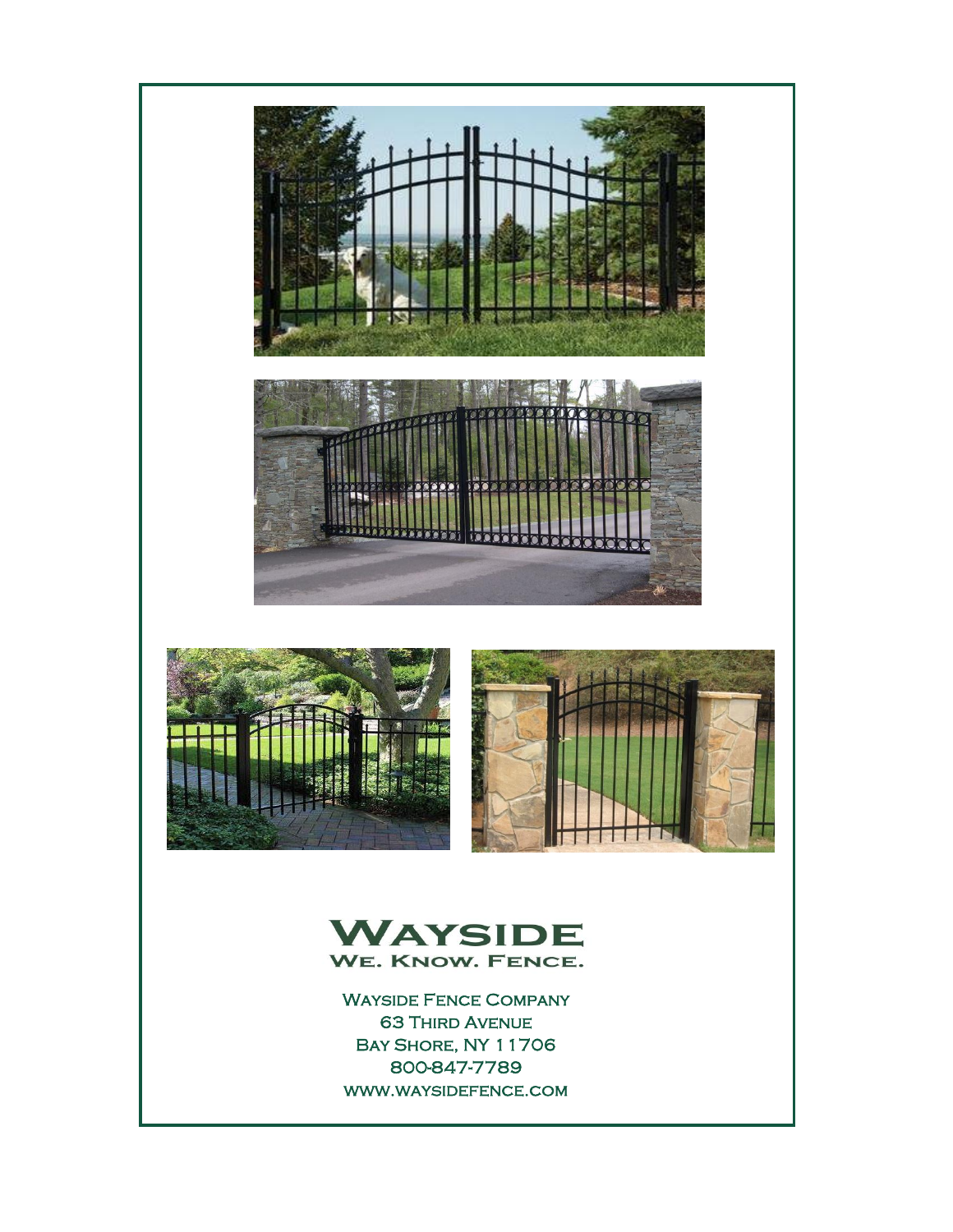# Wayside

**We. Know. Fence.**

Wayside Fence Company
63 Third Avenue
Bay Shore, NY 11706
800-847-7789
www.waysidefence.com